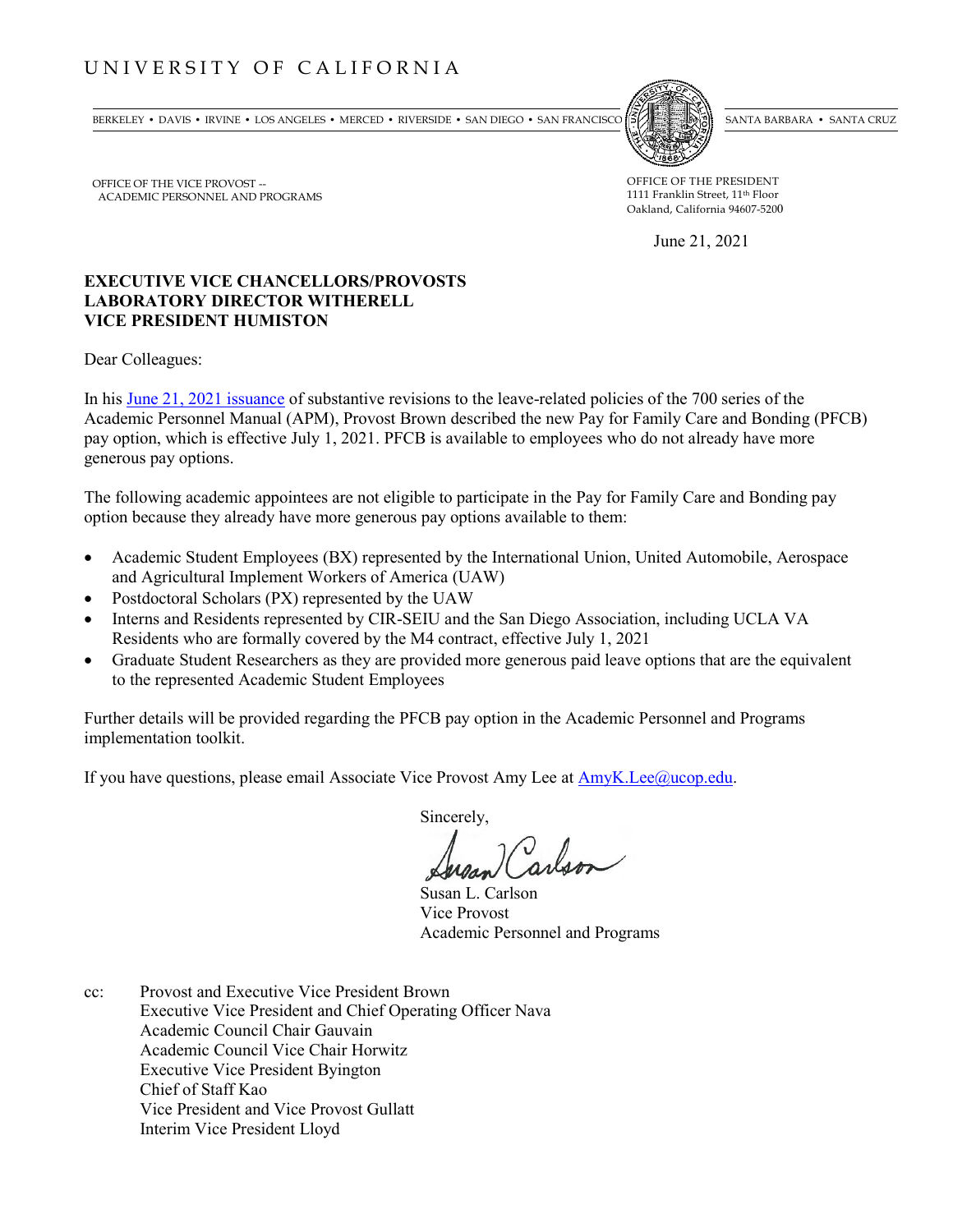UNIVERSITY OF CALIFORNIA

BERKELEY • DAVIS • IRVINE • LOS ANGELES • MERCED • RIVERSIDE • SAN DIEGO • SAN FRANCISCO     SANTA BARBARA • SANTA CRUZ

OFFICE OF THE VICE PROVOST --
ACADEMIC PERSONNEL AND PROGRAMS

OFFICE OF THE PRESIDENT
1111 Franklin Street, 11th Floor
Oakland, California 94607-5200

June 21, 2021

**EXECUTIVE VICE CHANCELLORS/PROVOSTS**
**LABORATORY DIRECTOR WITHERELL**
**VICE PRESIDENT HUMISTON**

Dear Colleagues:

In his June 21, 2021 issuance of substantive revisions to the leave-related policies of the 700 series of the Academic Personnel Manual (APM), Provost Brown described the new Pay for Family Care and Bonding (PFCB) pay option, which is effective July 1, 2021. PFCB is available to employees who do not already have more generous pay options.

The following academic appointees are not eligible to participate in the Pay for Family Care and Bonding pay option because they already have more generous pay options available to them:

- Academic Student Employees (BX) represented by the International Union, United Automobile, Aerospace and Agricultural Implement Workers of America (UAW)
- Postdoctoral Scholars (PX) represented by the UAW
- Interns and Residents represented by CIR-SEIU and the San Diego Association, including UCLA VA Residents who are formally covered by the M4 contract, effective July 1, 2021
- Graduate Student Researchers as they are provided more generous paid leave options that are the equivalent to the represented Academic Student Employees

Further details will be provided regarding the PFCB pay option in the Academic Personnel and Programs implementation toolkit.

If you have questions, please email Associate Vice Provost Amy Lee at AmyK.Lee@ucop.edu.

Sincerely,

Susan L. Carlson
Vice Provost
Academic Personnel and Programs

cc: Provost and Executive Vice President Brown
Executive Vice President and Chief Operating Officer Nava
Academic Council Chair Gauvain
Academic Council Vice Chair Horwitz
Executive Vice President Byington
Chief of Staff Kao
Vice President and Vice Provost Gullatt
Interim Vice President Lloyd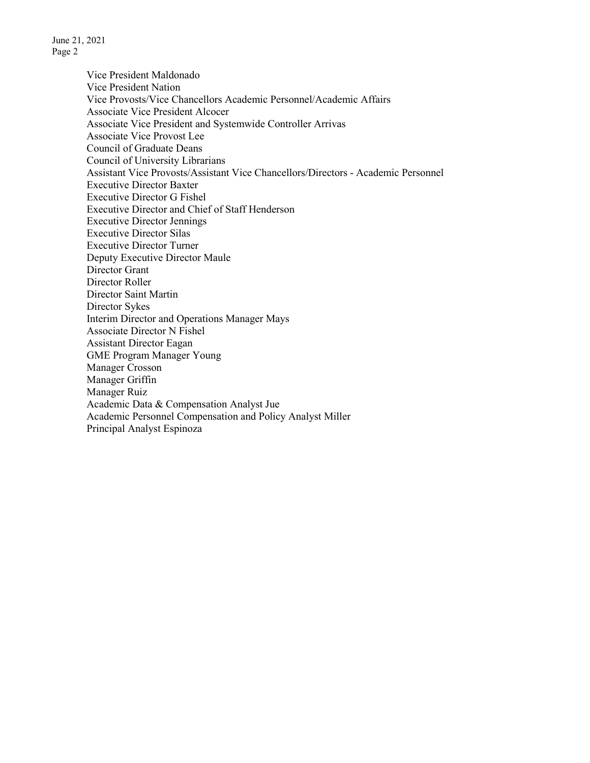Vice President Maldonado
Vice President Nation
Vice Provosts/Vice Chancellors Academic Personnel/Academic Affairs
Associate Vice President Alcocer
Associate Vice President and Systemwide Controller Arrivas
Associate Vice Provost Lee
Council of Graduate Deans
Council of University Librarians
Assistant Vice Provosts/Assistant Vice Chancellors/Directors - Academic Personnel
Executive Director Baxter
Executive Director G Fishel
Executive Director and Chief of Staff Henderson
Executive Director Jennings
Executive Director Silas
Executive Director Turner
Deputy Executive Director Maule
Director Grant
Director Roller
Director Saint Martin
Director Sykes
Interim Director and Operations Manager Mays
Associate Director N Fishel
Assistant Director Eagan
GME Program Manager Young
Manager Crosson
Manager Griffin
Manager Ruiz
Academic Data & Compensation Analyst Jue
Academic Personnel Compensation and Policy Analyst Miller
Principal Analyst Espinoza